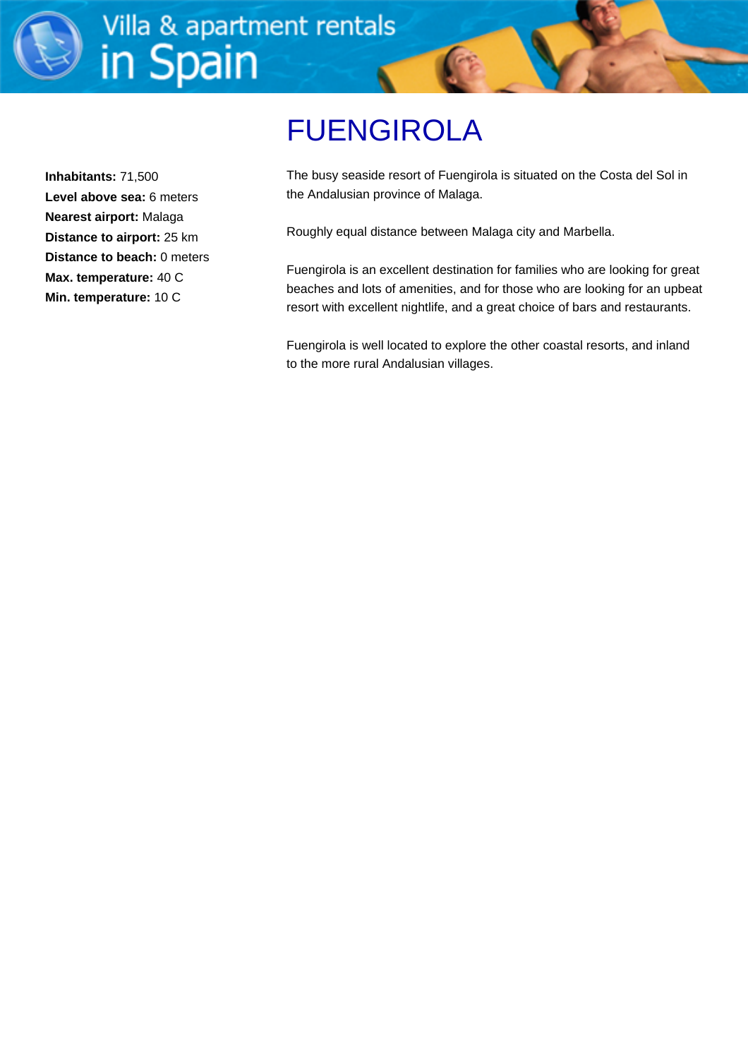# FUENGIROLA

**Inhabitants:** 71,500
**Level above sea:** 6 meters
**Nearest airport:** Malaga
**Distance to airport:** 25 km
**Distance to beach:** 0 meters
**Max. temperature:** 40 C
**Min. temperature:** 10 C

The busy seaside resort of Fuengirola is situated on the Costa del Sol in the Andalusian province of Malaga.

Roughly equal distance between Malaga city and Marbella.

Fuengirola is an excellent destination for families who are looking for great beaches and lots of amenities, and for those who are looking for an upbeat resort with excellent nightlife, and a great choice of bars and restaurants.

Fuengirola is well located to explore the other coastal resorts, and inland to the more rural Andalusian villages.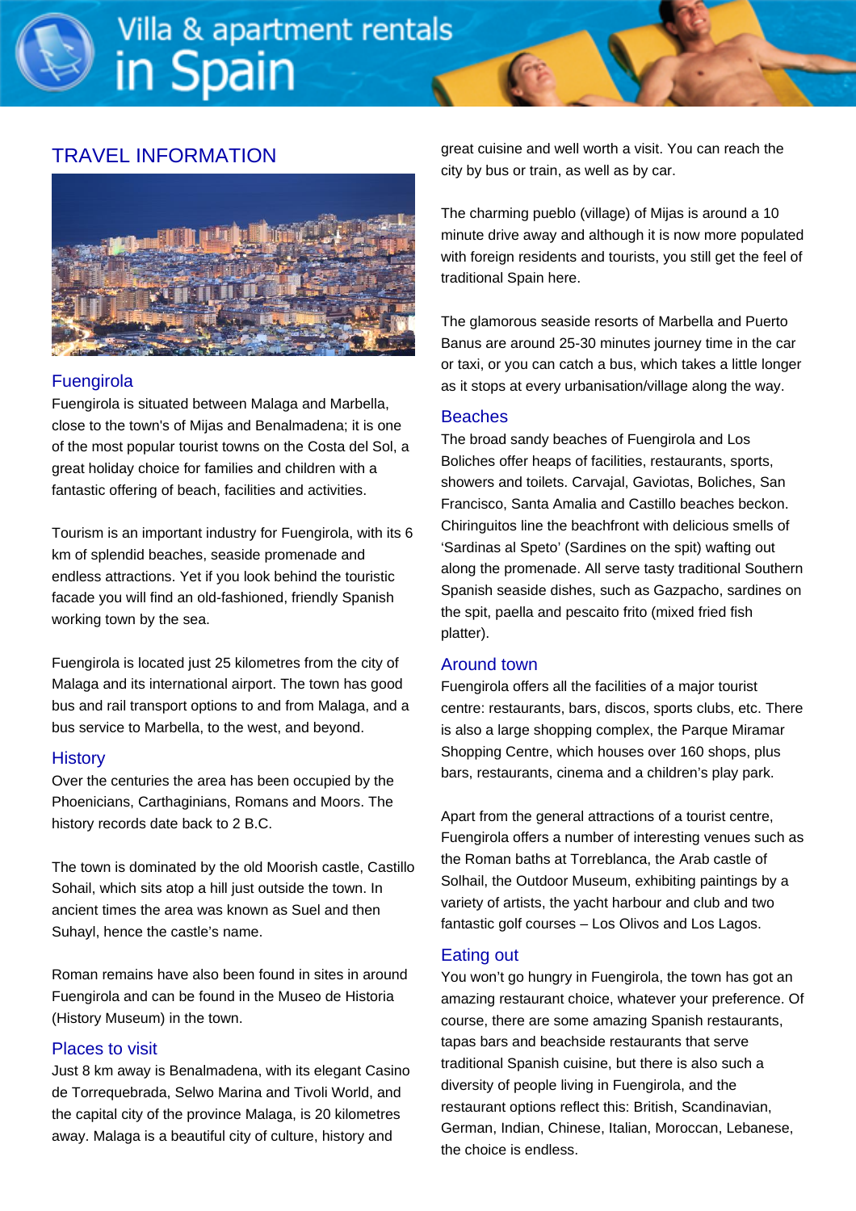# TRAVEL INFORMATION

## Fuengirola

Fuengirola is situated between Malaga and Marbella, close to the town's of Mijas and Benalmadena; it is one of the most popular tourist towns on the Costa del Sol, a great holiday choice for families and children with a fantastic offering of beach, facilities and activities.

Tourism is an important industry for Fuengirola, with its 6 km of splendid beaches, seaside promenade and endless attractions. Yet if you look behind the touristic facade you will find an old-fashioned, friendly Spanish working town by the sea.

Fuengirola is located just 25 kilometres from the city of Malaga and its international airport. The town has good bus and rail transport options to and from Malaga, and a bus service to Marbella, to the west, and beyond.

## History

Over the centuries the area has been occupied by the Phoenicians, Carthaginians, Romans and Moors. The history records date back to 2 B.C.

The town is dominated by the old Moorish castle, Castillo Sohail, which sits atop a hill just outside the town. In ancient times the area was known as Suel and then Suhayl, hence the castle's name.

Roman remains have also been found in sites in around Fuengirola and can be found in the Museo de Historia (History Museum) in the town.

## Places to visit

Just 8 km away is Benalmadena, with its elegant Casino de Torrequebrada, Selwo Marina and Tivoli World, and the capital city of the province Malaga, is 20 kilometres away. Malaga is a beautiful city of culture, history and great cuisine and well worth a visit. You can reach the city by bus or train, as well as by car.

The charming pueblo (village) of Mijas is around a 10 minute drive away and although it is now more populated with foreign residents and tourists, you still get the feel of traditional Spain here.

The glamorous seaside resorts of Marbella and Puerto Banus are around 25-30 minutes journey time in the car or taxi, or you can catch a bus, which takes a little longer as it stops at every urbanisation/village along the way.

## Beaches

The broad sandy beaches of Fuengirola and Los Boliches offer heaps of facilities, restaurants, sports, showers and toilets. Carvajal, Gaviotas, Boliches, San Francisco, Santa Amalia and Castillo beaches beckon. Chiringuitos line the beachfront with delicious smells of 'Sardinas al Speto' (Sardines on the spit) wafting out along the promenade. All serve tasty traditional Southern Spanish seaside dishes, such as Gazpacho, sardines on the spit, paella and pescaito frito (mixed fried fish platter).

## Around town

Fuengirola offers all the facilities of a major tourist centre: restaurants, bars, discos, sports clubs, etc. There is also a large shopping complex, the Parque Miramar Shopping Centre, which houses over 160 shops, plus bars, restaurants, cinema and a children's play park.

Apart from the general attractions of a tourist centre, Fuengirola offers a number of interesting venues such as the Roman baths at Torreblanca, the Arab castle of Solhail, the Outdoor Museum, exhibiting paintings by a variety of artists, the yacht harbour and club and two fantastic golf courses – Los Olivos and Los Lagos.

## Eating out

You won't go hungry in Fuengirola, the town has got an amazing restaurant choice, whatever your preference. Of course, there are some amazing Spanish restaurants, tapas bars and beachside restaurants that serve traditional Spanish cuisine, but there is also such a diversity of people living in Fuengirola, and the restaurant options reflect this: British, Scandinavian, German, Indian, Chinese, Italian, Moroccan, Lebanese, the choice is endless.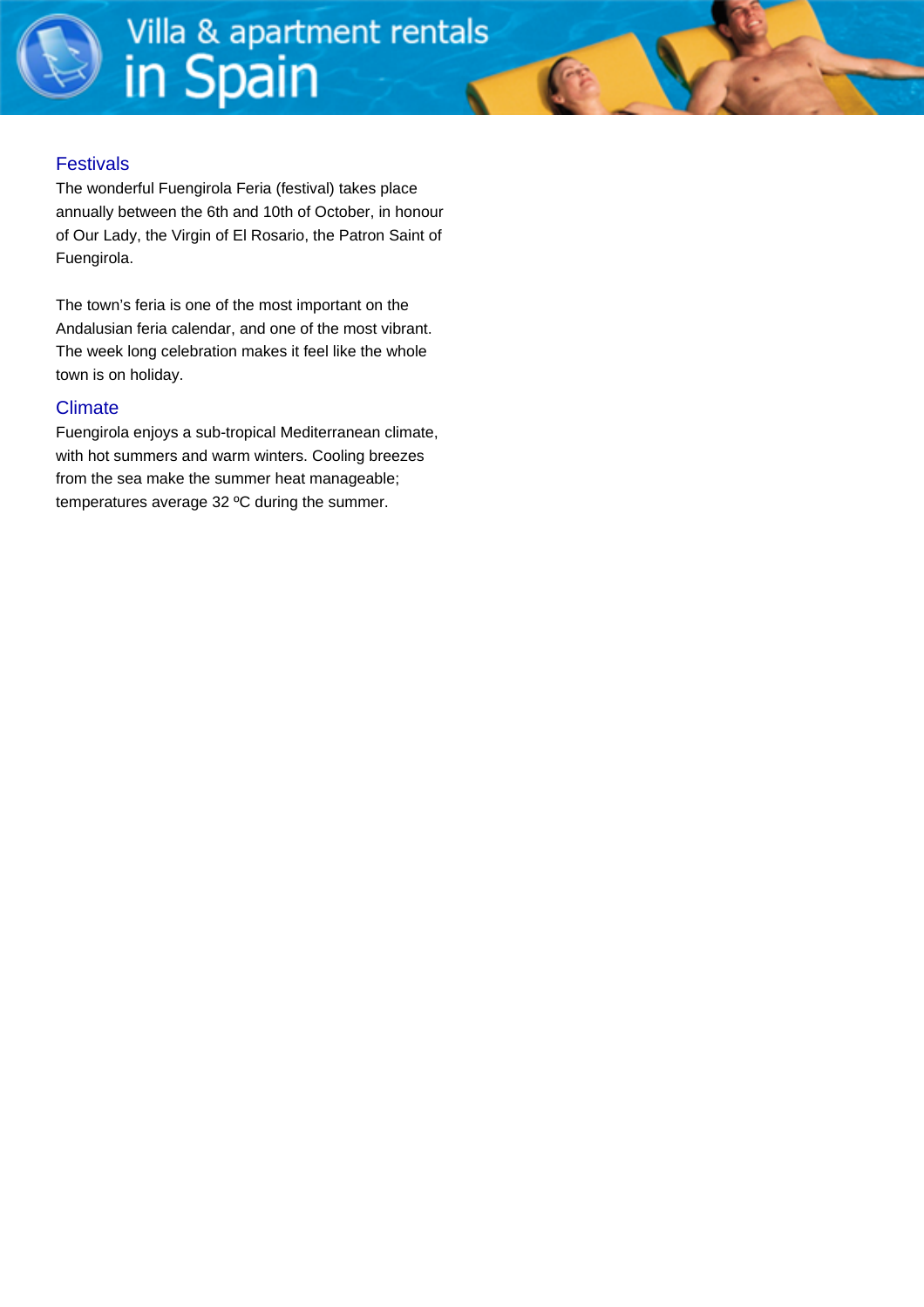## Festivals

The wonderful Fuengirola Feria (festival) takes place annually between the 6th and 10th of October, in honour of Our Lady, the Virgin of El Rosario, the Patron Saint of Fuengirola.

The town's feria is one of the most important on the Andalusian feria calendar, and one of the most vibrant. The week long celebration makes it feel like the whole town is on holiday.

## Climate

Fuengirola enjoys a sub-tropical Mediterranean climate, with hot summers and warm winters. Cooling breezes from the sea make the summer heat manageable; temperatures average 32 ºC during the summer.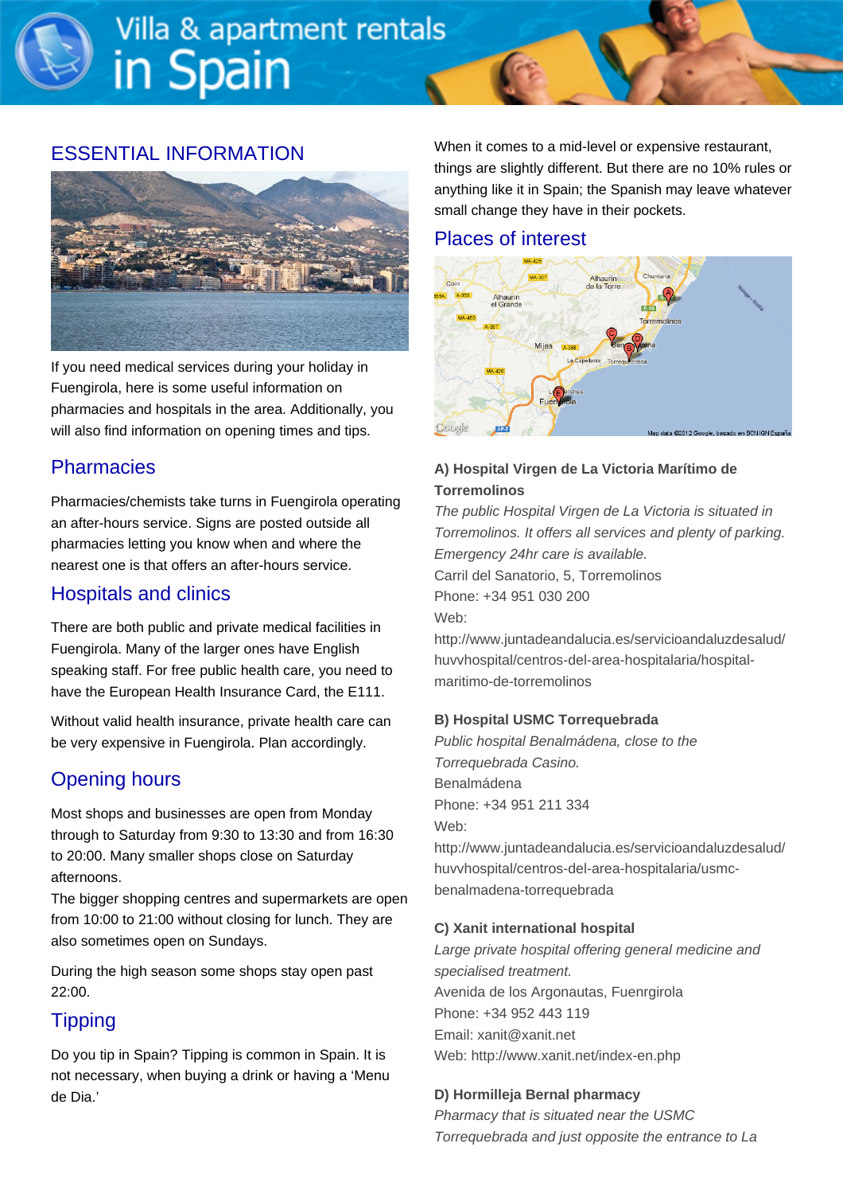## ESSENTIAL INFORMATION

If you need medical services during your holiday in Fuengirola, here is some useful information on pharmacies and hospitals in the area. Additionally, you will also find information on opening times and tips.

## Pharmacies

Pharmacies/chemists take turns in Fuengirola operating an after-hours service. Signs are posted outside all pharmacies letting you know when and where the nearest one is that offers an after-hours service.

## Hospitals and clinics

There are both public and private medical facilities in Fuengirola. Many of the larger ones have English speaking staff. For free public health care, you need to have the European Health Insurance Card, the E111.

Without valid health insurance, private health care can be very expensive in Fuengirola. Plan accordingly.

## Opening hours

Most shops and businesses are open from Monday through to Saturday from 9:30 to 13:30 and from 16:30 to 20:00. Many smaller shops close on Saturday afternoons.
The bigger shopping centres and supermarkets are open from 10:00 to 21:00 without closing for lunch. They are also sometimes open on Sundays.

During the high season some shops stay open past 22:00.

## Tipping

Do you tip in Spain? Tipping is common in Spain. It is not necessary, when buying a drink or having a 'Menu de Dia.'

When it comes to a mid-level or expensive restaurant, things are slightly different. But there are no 10% rules or anything like it in Spain; the Spanish may leave whatever small change they have in their pockets.

## Places of interest

**A) Hospital Virgen de La Victoria Marítimo de Torremolinos**
*The public Hospital Virgen de La Victoria is situated in Torremolinos. It offers all services and plenty of parking. Emergency 24hr care is available.*
Carril del Sanatorio, 5, Torremolinos
Phone: +34 951 030 200
Web:
http://www.juntadeandalucia.es/servicioandaluzdesalud/huvvhospital/centros-del-area-hospitalaria/hospital-maritimo-de-torremolinos

**B) Hospital USMC Torrequebrada**
*Public hospital Benalmádena, close to the Torrequebrada Casino.*
Benalmádena
Phone: +34 951 211 334
Web:
http://www.juntadeandalucia.es/servicioandaluzdesalud/huvvhospital/centros-del-area-hospitalaria/usmc-benalmadena-torrequebrada

**C) Xanit international hospital**
*Large private hospital offering general medicine and specialised treatment.*
Avenida de los Argonautas, Fuenrgirola
Phone: +34 952 443 119
Email: xanit@xanit.net
Web: http://www.xanit.net/index-en.php

**D) Hormilleja Bernal pharmacy**
*Pharmacy that is situated near the USMC Torrequebrada and just opposite the entrance to La*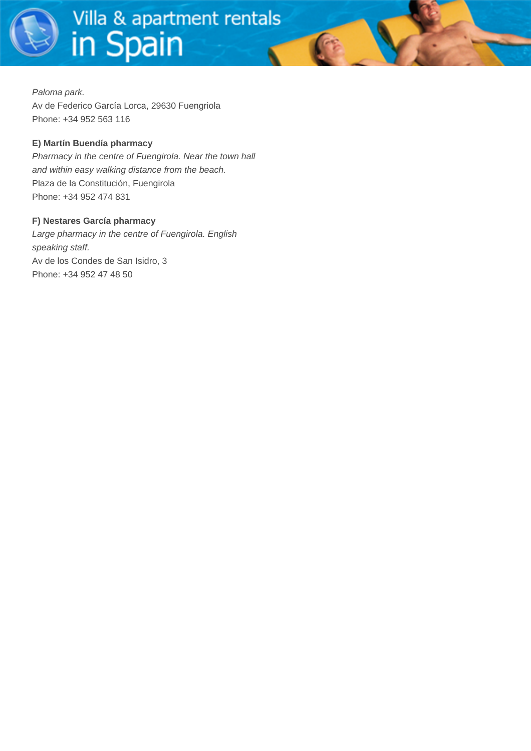*Paloma park.*
Av de Federico García Lorca, 29630 Fuengriola
Phone: +34 952 563 116

**E) Martín Buendía pharmacy**
*Pharmacy in the centre of Fuengirola. Near the town hall and within easy walking distance from the beach.*
Plaza de la Constitución, Fuengirola
Phone: +34 952 474 831

**F) Nestares García pharmacy**
*Large pharmacy in the centre of Fuengirola. English speaking staff.*
Av de los Condes de San Isidro, 3
Phone: +34 952 47 48 50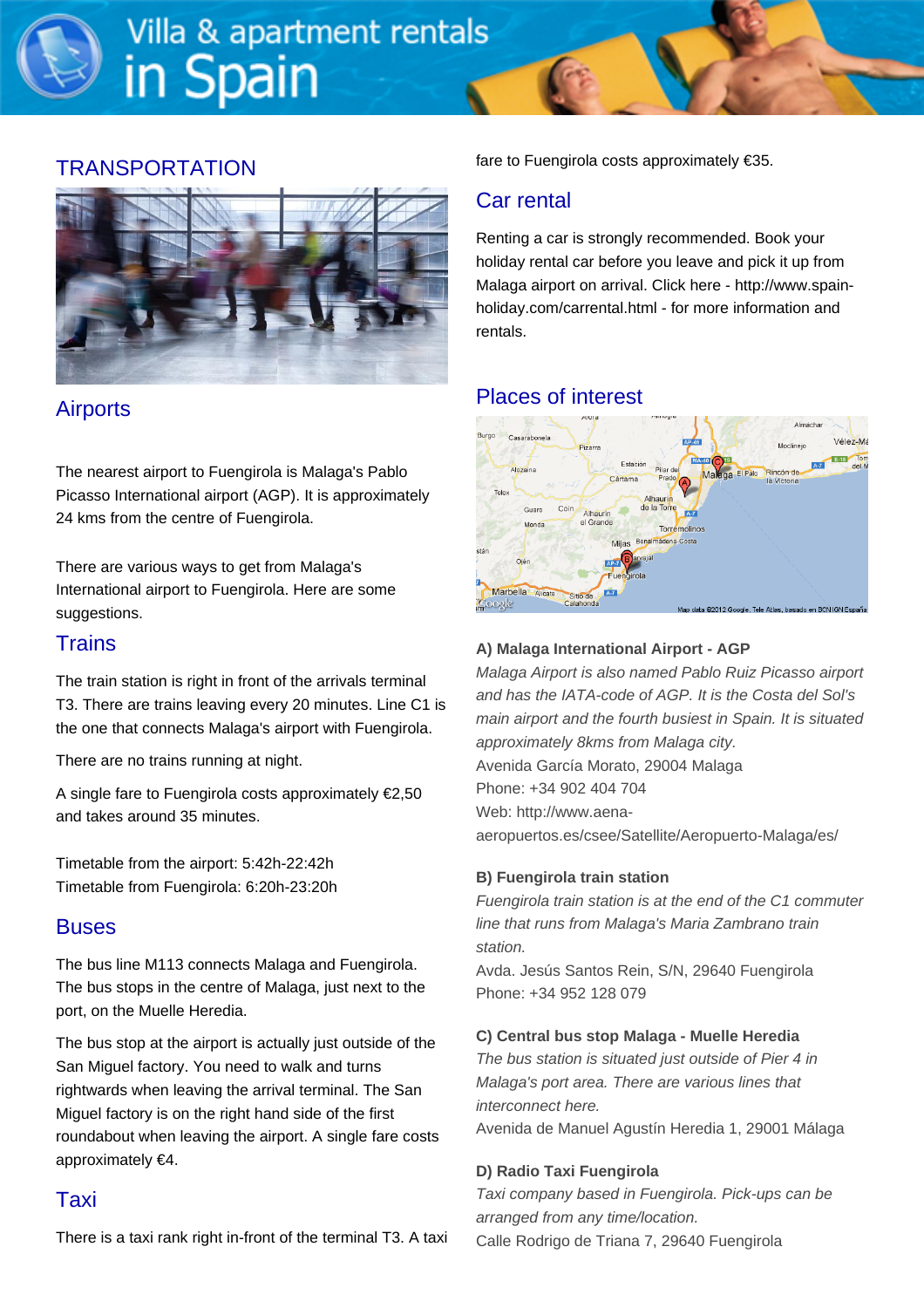## TRANSPORTATION

### Airports

The nearest airport to Fuengirola is Malaga's Pablo Picasso International airport (AGP). It is approximately 24 kms from the centre of Fuengirola.

There are various ways to get from Malaga's International airport to Fuengirola. Here are some suggestions.

### Trains

The train station is right in front of the arrivals terminal T3. There are trains leaving every 20 minutes. Line C1 is the one that connects Malaga's airport with Fuengirola.

There are no trains running at night.

A single fare to Fuengirola costs approximately €2,50 and takes around 35 minutes.

Timetable from the airport: 5:42h-22:42h
Timetable from Fuengirola: 6:20h-23:20h

### Buses

The bus line M113 connects Malaga and Fuengirola. The bus stops in the centre of Malaga, just next to the port, on the Muelle Heredia.

The bus stop at the airport is actually just outside of the San Miguel factory. You need to walk and turns rightwards when leaving the arrival terminal. The San Miguel factory is on the right hand side of the first roundabout when leaving the airport. A single fare costs approximately €4.

### Taxi

There is a taxi rank right in-front of the terminal T3. A taxi fare to Fuengirola costs approximately €35.

### Car rental

Renting a car is strongly recommended. Book your holiday rental car before you leave and pick it up from Malaga airport on arrival. Click here - http://www.spain-holiday.com/carrental.html - for more information and rentals.

### Places of interest

**A) Malaga International Airport - AGP**
*Malaga Airport is also named Pablo Ruiz Picasso airport and has the IATA-code of AGP. It is the Costa del Sol's main airport and the fourth busiest in Spain. It is situated approximately 8kms from Malaga city.*
Avenida García Morato, 29004 Malaga
Phone: +34 902 404 704
Web: http://www.aena-aeropuertos.es/csee/Satellite/Aeropuerto-Malaga/es/

**B) Fuengirola train station**
*Fuengirola train station is at the end of the C1 commuter line that runs from Malaga's Maria Zambrano train station.*
Avda. Jesús Santos Rein, S/N, 29640 Fuengirola
Phone: +34 952 128 079

**C) Central bus stop Malaga - Muelle Heredia**
*The bus station is situated just outside of Pier 4 in Malaga's port area. There are various lines that interconnect here.*
Avenida de Manuel Agustín Heredia 1, 29001 Málaga

**D) Radio Taxi Fuengirola**
*Taxi company based in Fuengirola. Pick-ups can be arranged from any time/location.*
Calle Rodrigo de Triana 7, 29640 Fuengirola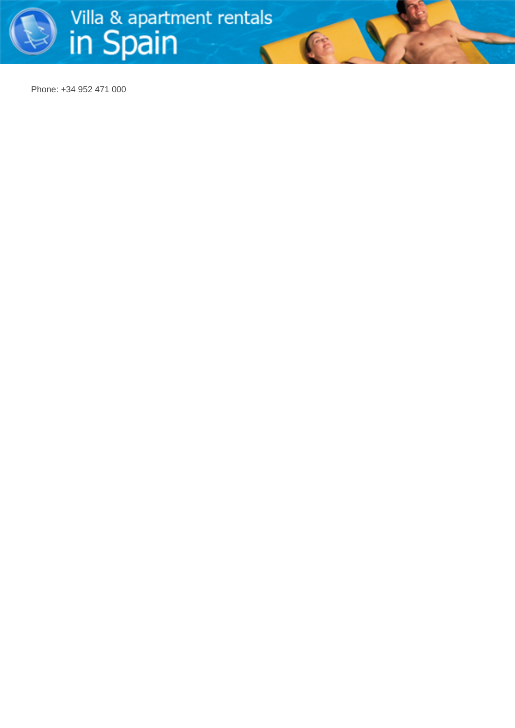Phone: +34 952 471 000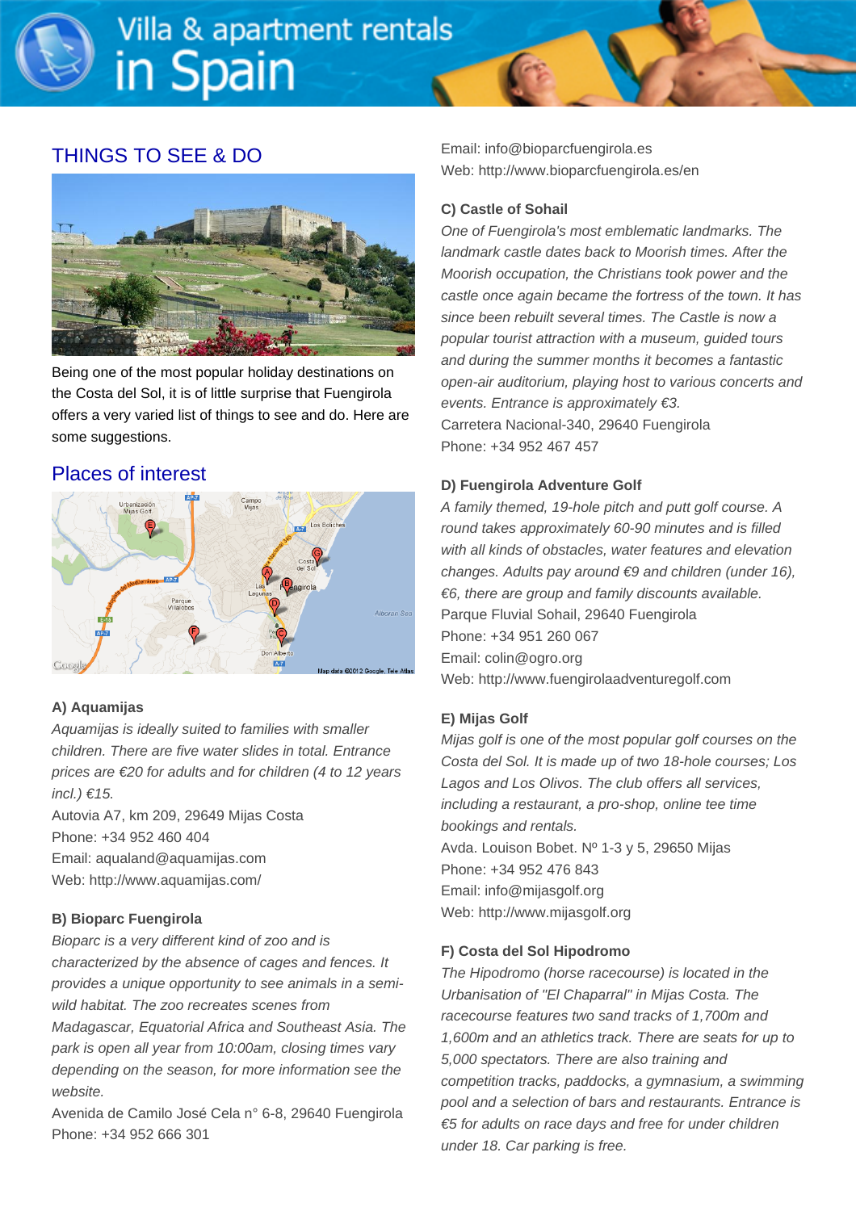## THINGS TO SEE & DO

Being one of the most popular holiday destinations on the Costa del Sol, it is of little surprise that Fuengirola offers a very varied list of things to see and do. Here are some suggestions.

## Places of interest

### A) Aquamijas

*Aquamijas is ideally suited to families with smaller children. There are five water slides in total. Entrance prices are €20 for adults and for children (4 to 12 years incl.) €15.*

Autovia A7, km 209, 29649 Mijas Costa
Phone: +34 952 460 404
Email: aqualand@aquamijas.com
Web: http://www.aquamijas.com/

### B) Bioparc Fuengirola

*Bioparc is a very different kind of zoo and is characterized by the absence of cages and fences. It provides a unique opportunity to see animals in a semi-wild habitat. The zoo recreates scenes from Madagascar, Equatorial Africa and Southeast Asia. The park is open all year from 10:00am, closing times vary depending on the season, for more information see the website.*

Avenida de Camilo José Cela n° 6-8, 29640 Fuengirola
Phone: +34 952 666 301
Email: info@bioparcfuengirola.es
Web: http://www.bioparcfuengirola.es/en

### C) Castle of Sohail

*One of Fuengirola's most emblematic landmarks. The landmark castle dates back to Moorish times. After the Moorish occupation, the Christians took power and the castle once again became the fortress of the town. It has since been rebuilt several times. The Castle is now a popular tourist attraction with a museum, guided tours and during the summer months it becomes a fantastic open-air auditorium, playing host to various concerts and events. Entrance is approximately €3.*

Carretera Nacional-340, 29640 Fuengirola
Phone: +34 952 467 457

### D) Fuengirola Adventure Golf

*A family themed, 19-hole pitch and putt golf course. A round takes approximately 60-90 minutes and is filled with all kinds of obstacles, water features and elevation changes. Adults pay around €9 and children (under 16), €6, there are group and family discounts available.*

Parque Fluvial Sohail, 29640 Fuengirola
Phone: +34 951 260 067
Email: colin@ogro.org
Web: http://www.fuengirolaadventuregolf.com

### E) Mijas Golf

*Mijas golf is one of the most popular golf courses on the Costa del Sol. It is made up of two 18-hole courses; Los Lagos and Los Olivos. The club offers all services, including a restaurant, a pro-shop, online tee time bookings and rentals.*

Avda. Louison Bobet. Nº 1-3 y 5, 29650 Mijas
Phone: +34 952 476 843
Email: info@mijasgolf.org
Web: http://www.mijasgolf.org

### F) Costa del Sol Hipodromo

*The Hipodromo (horse racecourse) is located in the Urbanisation of "El Chaparral" in Mijas Costa. The racecourse features two sand tracks of 1,700m and 1,600m and an athletics track. There are seats for up to 5,000 spectators. There are also training and competition tracks, paddocks, a gymnasium, a swimming pool and a selection of bars and restaurants. Entrance is €5 for adults on race days and free for under children under 18. Car parking is free.*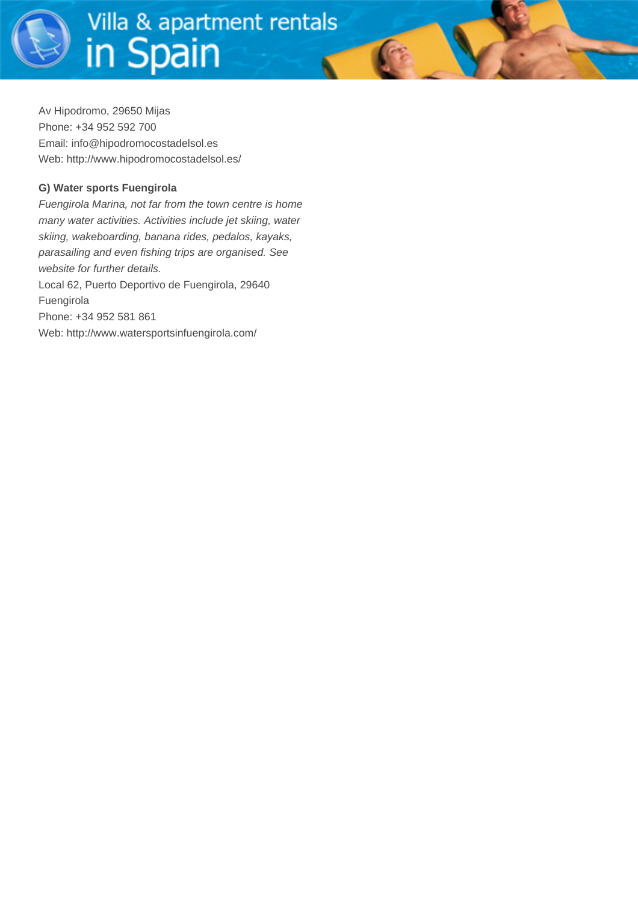Av Hipodromo, 29650 Mijas
Phone: +34 952 592 700
Email: info@hipodromocostadelsol.es
Web: http://www.hipodromocostadelsol.es/

**G) Water sports Fuengirola**

*Fuengirola Marina, not far from the town centre is home many water activities. Activities include jet skiing, water skiing, wakeboarding, banana rides, pedalos, kayaks, parasailing and even fishing trips are organised. See website for further details.*

Local 62, Puerto Deportivo de Fuengirola, 29640 Fuengirola
Phone: +34 952 581 861
Web: http://www.watersportsinfuengirola.com/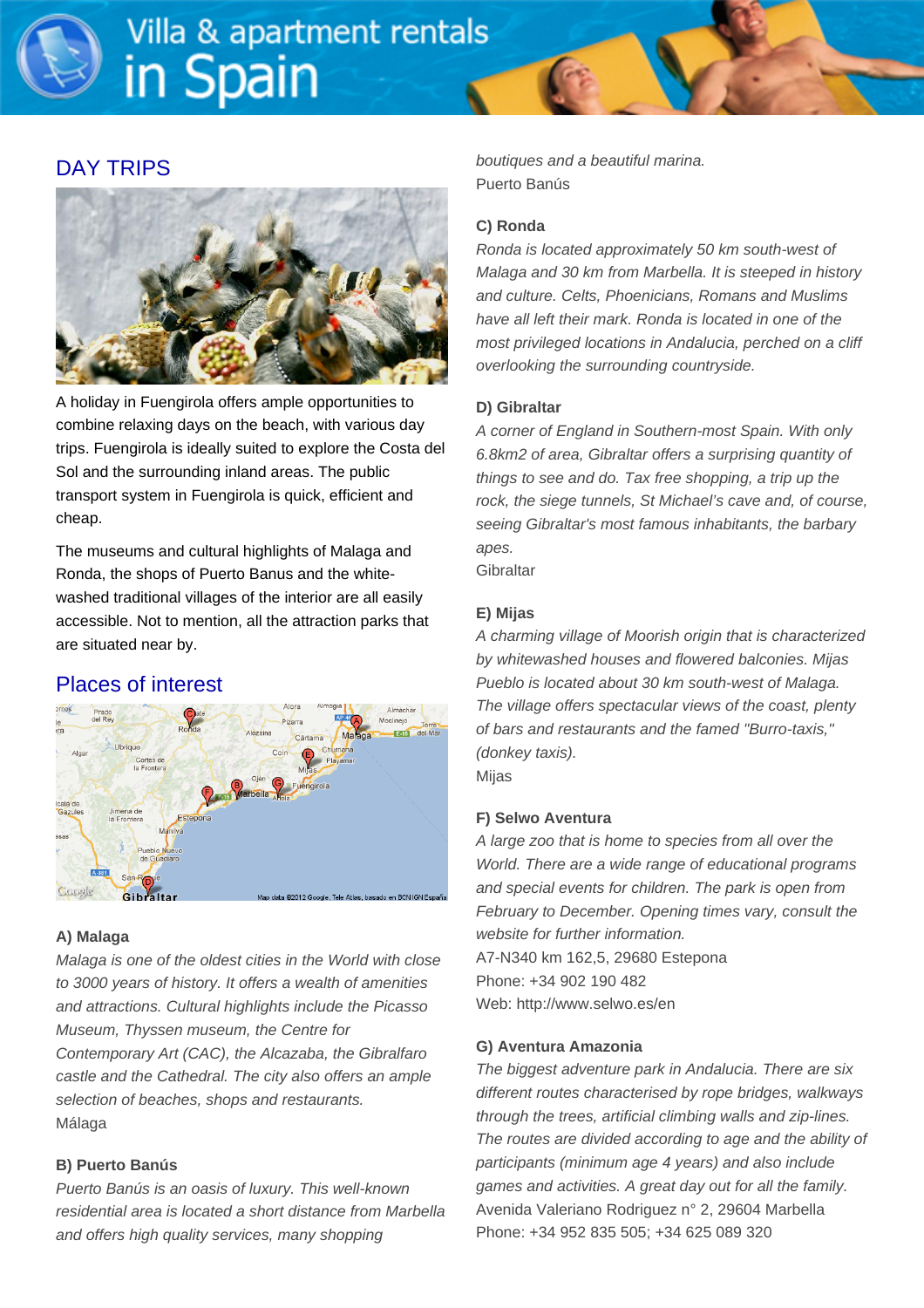## DAY TRIPS

A holiday in Fuengirola offers ample opportunities to combine relaxing days on the beach, with various day trips. Fuengirola is ideally suited to explore the Costa del Sol and the surrounding inland areas. The public transport system in Fuengirola is quick, efficient and cheap.

The museums and cultural highlights of Malaga and Ronda, the shops of Puerto Banus and the white-washed traditional villages of the interior are all easily accessible. Not to mention, all the attraction parks that are situated near by.

## Places of interest

#### A) Malaga

*Malaga is one of the oldest cities in the World with close to 3000 years of history. It offers a wealth of amenities and attractions. Cultural highlights include the Picasso Museum, Thyssen museum, the Centre for Contemporary Art (CAC), the Alcazaba, the Gibralfaro castle and the Cathedral. The city also offers an ample selection of beaches, shops and restaurants.*

Málaga

#### B) Puerto Banús

*Puerto Banús is an oasis of luxury. This well-known residential area is located a short distance from Marbella and offers high quality services, many shopping boutiques and a beautiful marina.*

Puerto Banús

#### C) Ronda

*Ronda is located approximately 50 km south-west of Malaga and 30 km from Marbella. It is steeped in history and culture. Celts, Phoenicians, Romans and Muslims have all left their mark. Ronda is located in one of the most privileged locations in Andalucia, perched on a cliff overlooking the surrounding countryside.*

#### D) Gibraltar

*A corner of England in Southern-most Spain. With only 6.8km2 of area, Gibraltar offers a surprising quantity of things to see and do. Tax free shopping, a trip up the rock, the siege tunnels, St Michael's cave and, of course, seeing Gibraltar's most famous inhabitants, the barbary apes.*

Gibraltar

#### E) Mijas

*A charming village of Moorish origin that is characterized by whitewashed houses and flowered balconies. Mijas Pueblo is located about 30 km south-west of Malaga. The village offers spectacular views of the coast, plenty of bars and restaurants and the famed "Burro-taxis," (donkey taxis).*

Mijas

#### F) Selwo Aventura

*A large zoo that is home to species from all over the World. There are a wide range of educational programs and special events for children. The park is open from February to December. Opening times vary, consult the website for further information.*

A7-N340 km 162,5, 29680 Estepona
Phone: +34 902 190 482
Web: http://www.selwo.es/en

#### G) Aventura Amazonia

*The biggest adventure park in Andalucia. There are six different routes characterised by rope bridges, walkways through the trees, artificial climbing walls and zip-lines. The routes are divided according to age and the ability of participants (minimum age 4 years) and also include games and activities. A great day out for all the family.*

Avenida Valeriano Rodriguez n° 2, 29604 Marbella
Phone: +34 952 835 505; +34 625 089 320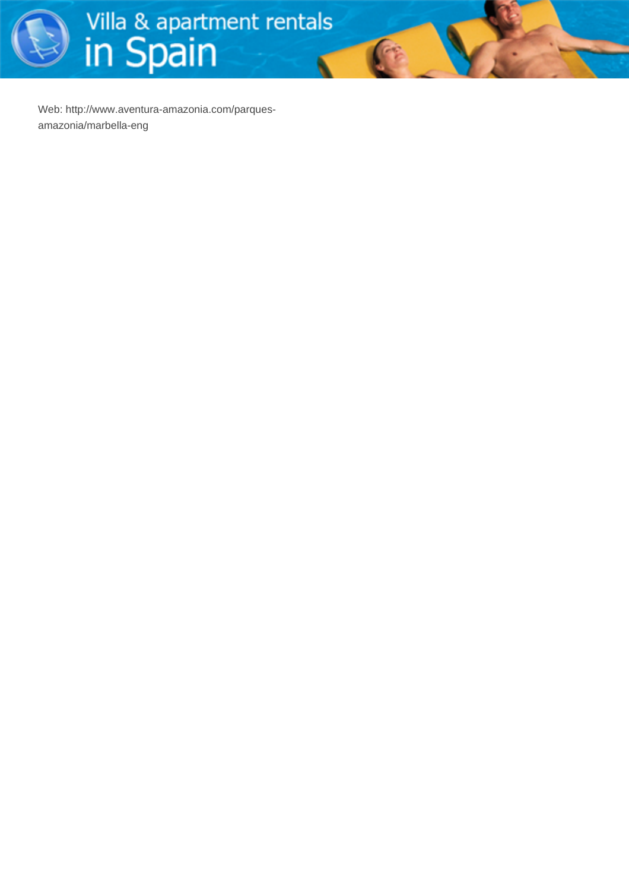Web: http://www.aventura-amazonia.com/parques-amazonia/marbella-eng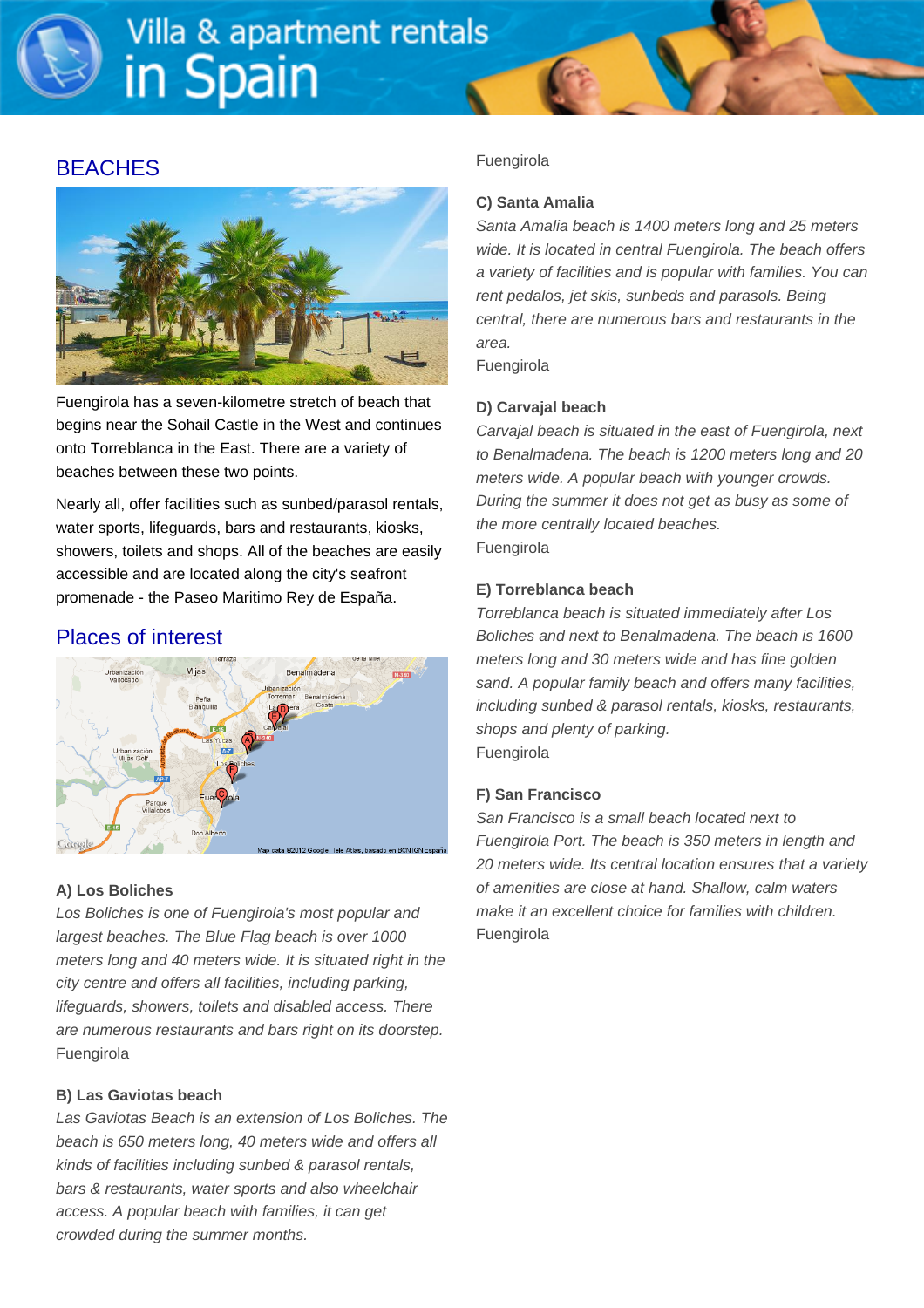## BEACHES

Fuengirola has a seven-kilometre stretch of beach that begins near the Sohail Castle in the West and continues onto Torreblanca in the East. There are a variety of beaches between these two points.

Nearly all, offer facilities such as sunbed/parasol rentals, water sports, lifeguards, bars and restaurants, kiosks, showers, toilets and shops. All of the beaches are easily accessible and are located along the city's seafront promenade - the Paseo Maritimo Rey de España.

## Places of interest

**A) Los Boliches**

*Los Boliches is one of Fuengirola's most popular and largest beaches. The Blue Flag beach is over 1000 meters long and 40 meters wide. It is situated right in the city centre and offers all facilities, including parking, lifeguards, showers, toilets and disabled access. There are numerous restaurants and bars right on its doorstep.*

Fuengirola

**B) Las Gaviotas beach**

*Las Gaviotas Beach is an extension of Los Boliches. The beach is 650 meters long, 40 meters wide and offers all kinds of facilities including sunbed & parasol rentals, bars & restaurants, water sports and also wheelchair access. A popular beach with families, it can get crowded during the summer months.*

Fuengirola

**C) Santa Amalia**

*Santa Amalia beach is 1400 meters long and 25 meters wide. It is located in central Fuengirola. The beach offers a variety of facilities and is popular with families. You can rent pedalos, jet skis, sunbeds and parasols. Being central, there are numerous bars and restaurants in the area.*

Fuengirola

**D) Carvajal beach**

*Carvajal beach is situated in the east of Fuengirola, next to Benalmadena. The beach is 1200 meters long and 20 meters wide. A popular beach with younger crowds. During the summer it does not get as busy as some of the more centrally located beaches.*

Fuengirola

**E) Torreblanca beach**

*Torreblanca beach is situated immediately after Los Boliches and next to Benalmadena. The beach is 1600 meters long and 30 meters wide and has fine golden sand. A popular family beach and offers many facilities, including sunbed & parasol rentals, kiosks, restaurants, shops and plenty of parking.*

Fuengirola

**F) San Francisco**

*San Francisco is a small beach located next to Fuengirola Port. The beach is 350 meters in length and 20 meters wide. Its central location ensures that a variety of amenities are close at hand. Shallow, calm waters make it an excellent choice for families with children.*

Fuengirola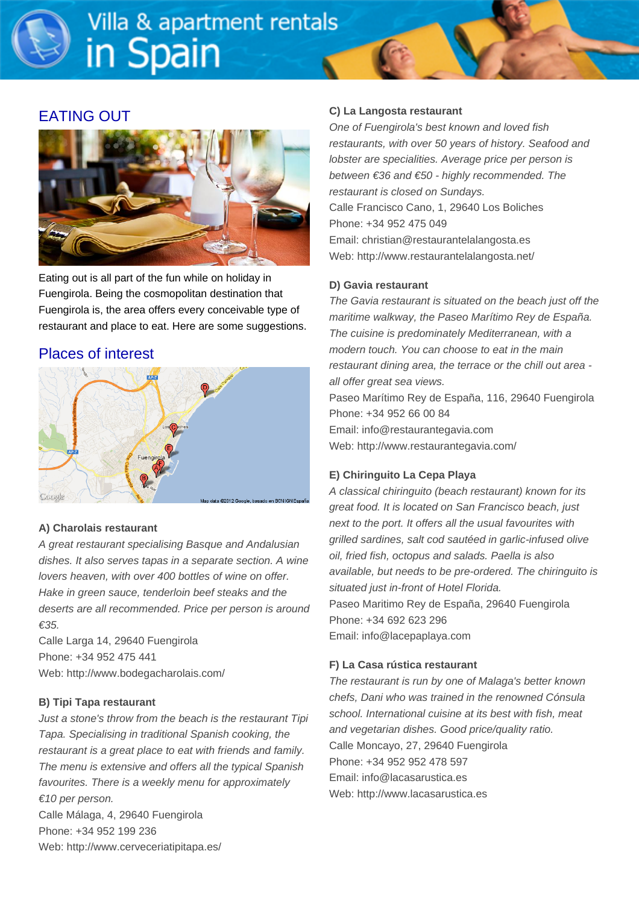## EATING OUT

Eating out is all part of the fun while on holiday in Fuengirola. Being the cosmopolitan destination that Fuengirola is, the area offers every conceivable type of restaurant and place to eat. Here are some suggestions.

## Places of interest

**A) Charolais restaurant**

*A great restaurant specialising Basque and Andalusian dishes. It also serves tapas in a separate section. A wine lovers heaven, with over 400 bottles of wine on offer. Hake in green sauce, tenderloin beef steaks and the deserts are all recommended. Price per person is around €35.*

Calle Larga 14, 29640 Fuengirola
Phone: +34 952 475 441
Web: http://www.bodegacharolais.com/

**B) Tipi Tapa restaurant**

*Just a stone's throw from the beach is the restaurant Tipi Tapa. Specialising in traditional Spanish cooking, the restaurant is a great place to eat with friends and family. The menu is extensive and offers all the typical Spanish favourites. There is a weekly menu for approximately €10 per person.*

Calle Málaga, 4, 29640 Fuengirola
Phone: +34 952 199 236
Web: http://www.cerveceriatipitapa.es/

**C) La Langosta restaurant**

*One of Fuengirola's best known and loved fish restaurants, with over 50 years of history. Seafood and lobster are specialities. Average price per person is between €36 and €50 - highly recommended. The restaurant is closed on Sundays.*

Calle Francisco Cano, 1, 29640 Los Boliches
Phone: +34 952 475 049
Email: christian@restaurantelalangosta.es
Web: http://www.restaurantelalangosta.net/

**D) Gavia restaurant**

*The Gavia restaurant is situated on the beach just off the maritime walkway, the Paseo Marítimo Rey de España. The cuisine is predominately Mediterranean, with a modern touch. You can choose to eat in the main restaurant dining area, the terrace or the chill out area - all offer great sea views.*

Paseo Marítimo Rey de España, 116, 29640 Fuengirola
Phone: +34 952 66 00 84
Email: info@restaurantegavia.com
Web: http://www.restaurantegavia.com/

**E) Chiringuito La Cepa Playa**

*A classical chiringuito (beach restaurant) known for its great food. It is located on San Francisco beach, just next to the port. It offers all the usual favourites with grilled sardines, salt cod sautéed in garlic-infused olive oil, fried fish, octopus and salads. Paella is also available, but needs to be pre-ordered. The chiringuito is situated just in-front of Hotel Florida.*

Paseo Maritimo Rey de España, 29640 Fuengirola
Phone: +34 692 623 296
Email: info@lacepaplaya.com

**F) La Casa rústica restaurant**

*The restaurant is run by one of Malaga's better known chefs, Dani who was trained in the renowned Cónsula school. International cuisine at its best with fish, meat and vegetarian dishes. Good price/quality ratio.*

Calle Moncayo, 27, 29640 Fuengirola
Phone: +34 952 952 478 597
Email: info@lacasarustica.es
Web: http://www.lacasarustica.es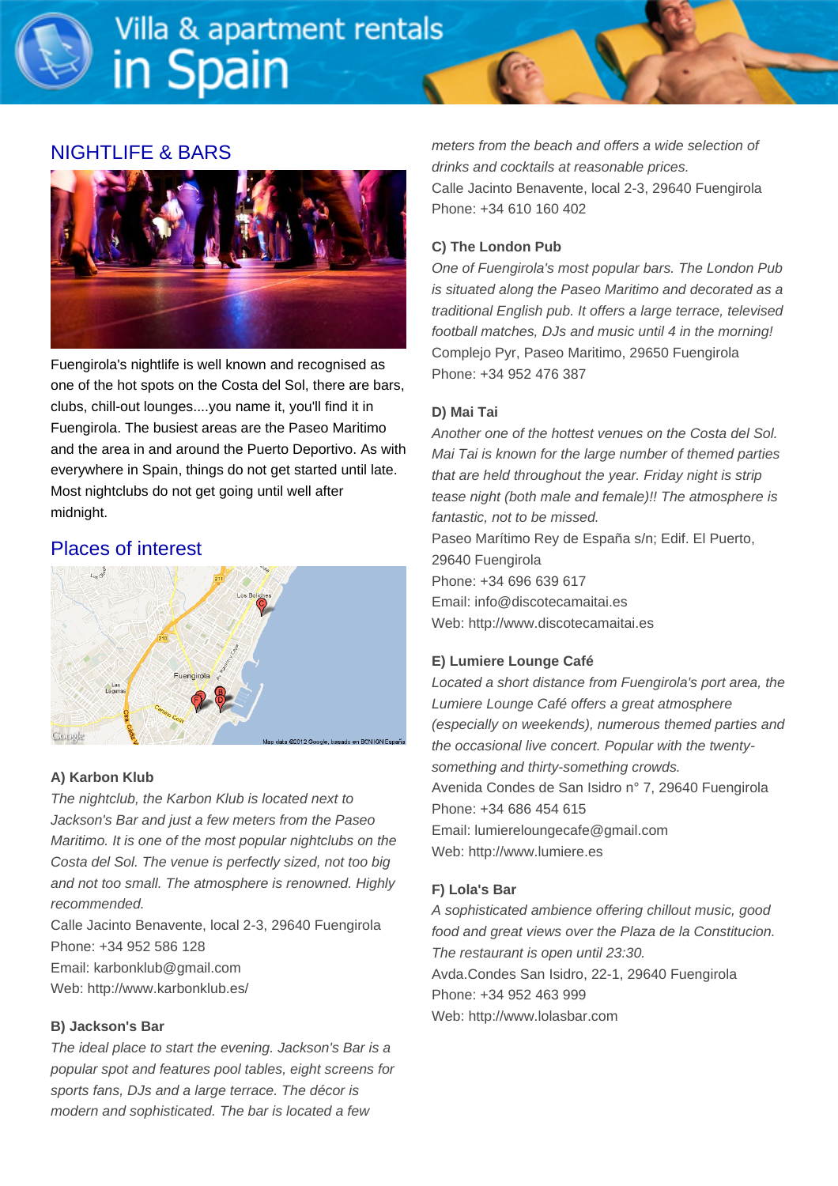## NIGHTLIFE & BARS

Fuengirola's nightlife is well known and recognised as one of the hot spots on the Costa del Sol, there are bars, clubs, chill-out lounges....you name it, you'll find it in Fuengirola. The busiest areas are the Paseo Maritimo and the area in and around the Puerto Deportivo. As with everywhere in Spain, things do not get started until late. Most nightclubs do not get going until well after midnight.

## Places of interest

**A) Karbon Klub**

*The nightclub, the Karbon Klub is located next to Jackson's Bar and just a few meters from the Paseo Maritimo. It is one of the most popular nightclubs on the Costa del Sol. The venue is perfectly sized, not too big and not too small. The atmosphere is renowned. Highly recommended.*

Calle Jacinto Benavente, local 2-3, 29640 Fuengirola
Phone: +34 952 586 128
Email: karbonklub@gmail.com
Web: http://www.karbonklub.es/

**B) Jackson's Bar**

*The ideal place to start the evening. Jackson's Bar is a popular spot and features pool tables, eight screens for sports fans, DJs and a large terrace. The décor is modern and sophisticated. The bar is located a few meters from the beach and offers a wide selection of drinks and cocktails at reasonable prices.*

Calle Jacinto Benavente, local 2-3, 29640 Fuengirola
Phone: +34 610 160 402

**C) The London Pub**

*One of Fuengirola's most popular bars. The London Pub is situated along the Paseo Maritimo and decorated as a traditional English pub. It offers a large terrace, televised football matches, DJs and music until 4 in the morning!*

Complejo Pyr, Paseo Maritimo, 29650 Fuengirola
Phone: +34 952 476 387

**D) Mai Tai**

*Another one of the hottest venues on the Costa del Sol. Mai Tai is known for the large number of themed parties that are held throughout the year. Friday night is strip tease night (both male and female)!! The atmosphere is fantastic, not to be missed.*

Paseo Marítimo Rey de España s/n; Edif. El Puerto, 29640 Fuengirola
Phone: +34 696 639 617
Email: info@discotecamaitai.es
Web: http://www.discotecamaitai.es

**E) Lumiere Lounge Café**

*Located a short distance from Fuengirola's port area, the Lumiere Lounge Café offers a great atmosphere (especially on weekends), numerous themed parties and the occasional live concert. Popular with the twenty-something and thirty-something crowds.*

Avenida Condes de San Isidro n° 7, 29640 Fuengirola
Phone: +34 686 454 615
Email: lumiereloungecafe@gmail.com
Web: http://www.lumiere.es

**F) Lola's Bar**

*A sophisticated ambience offering chillout music, good food and great views over the Plaza de la Constitucion. The restaurant is open until 23:30.*

Avda.Condes San Isidro, 22-1, 29640 Fuengirola
Phone: +34 952 463 999
Web: http://www.lolasbar.com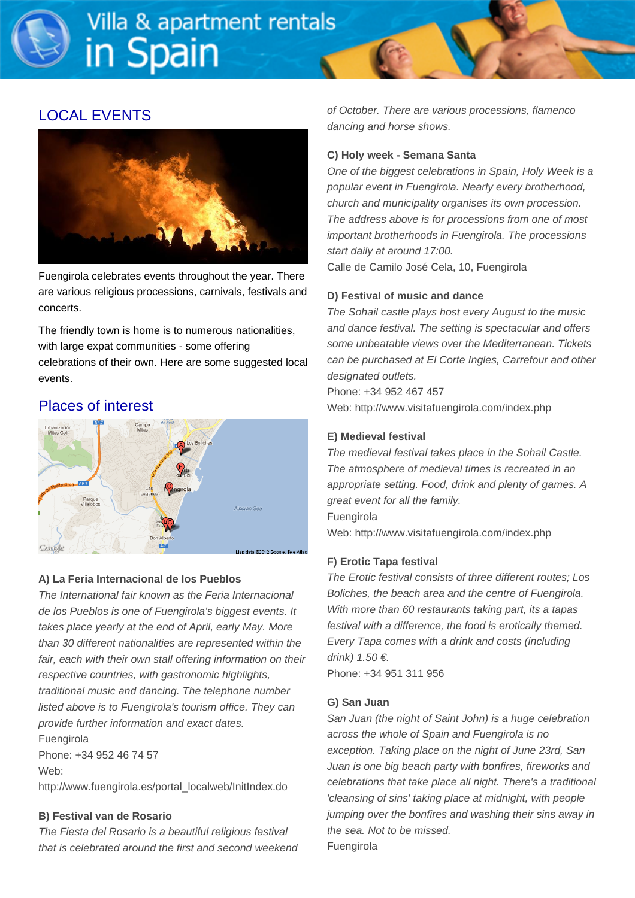## LOCAL EVENTS

Fuengirola celebrates events throughout the year. There are various religious processions, carnivals, festivals and concerts.

The friendly town is home is to numerous nationalities, with large expat communities - some offering celebrations of their own. Here are some suggested local events.

## Places of interest

### A) La Feria Internacional de los Pueblos

*The International fair known as the Feria Internacional de los Pueblos is one of Fuengirola's biggest events. It takes place yearly at the end of April, early May. More than 30 different nationalities are represented within the fair, each with their own stall offering information on their respective countries, with gastronomic highlights, traditional music and dancing. The telephone number listed above is to Fuengirola's tourism office. They can provide further information and exact dates.*

Fuengirola
Phone: +34 952 46 74 57
Web:
http://www.fuengirola.es/portal_localweb/InitIndex.do

### B) Festival van de Rosario

*The Fiesta del Rosario is a beautiful religious festival that is celebrated around the first and second weekend of October. There are various processions, flamenco dancing and horse shows.*

### C) Holy week - Semana Santa

*One of the biggest celebrations in Spain, Holy Week is a popular event in Fuengirola. Nearly every brotherhood, church and municipality organises its own procession. The address above is for processions from one of most important brotherhoods in Fuengirola. The processions start daily at around 17:00.*

Calle de Camilo José Cela, 10, Fuengirola

### D) Festival of music and dance

*The Sohail castle plays host every August to the music and dance festival. The setting is spectacular and offers some unbeatable views over the Mediterranean. Tickets can be purchased at El Corte Ingles, Carrefour and other designated outlets.*

Phone: +34 952 467 457
Web: http://www.visitafuengirola.com/index.php

### E) Medieval festival

*The medieval festival takes place in the Sohail Castle. The atmosphere of medieval times is recreated in an appropriate setting. Food, drink and plenty of games. A great event for all the family.*

Fuengirola
Web: http://www.visitafuengirola.com/index.php

### F) Erotic Tapa festival

*The Erotic festival consists of three different routes; Los Boliches, the beach area and the centre of Fuengirola. With more than 60 restaurants taking part, its a tapas festival with a difference, the food is erotically themed. Every Tapa comes with a drink and costs (including drink) 1.50 €.*

Phone: +34 951 311 956

### G) San Juan

*San Juan (the night of Saint John) is a huge celebration across the whole of Spain and Fuengirola is no exception. Taking place on the night of June 23rd, San Juan is one big beach party with bonfires, fireworks and celebrations that take place all night. There's a traditional 'cleansing of sins' taking place at midnight, with people jumping over the bonfires and washing their sins away in the sea. Not to be missed.*

Fuengirola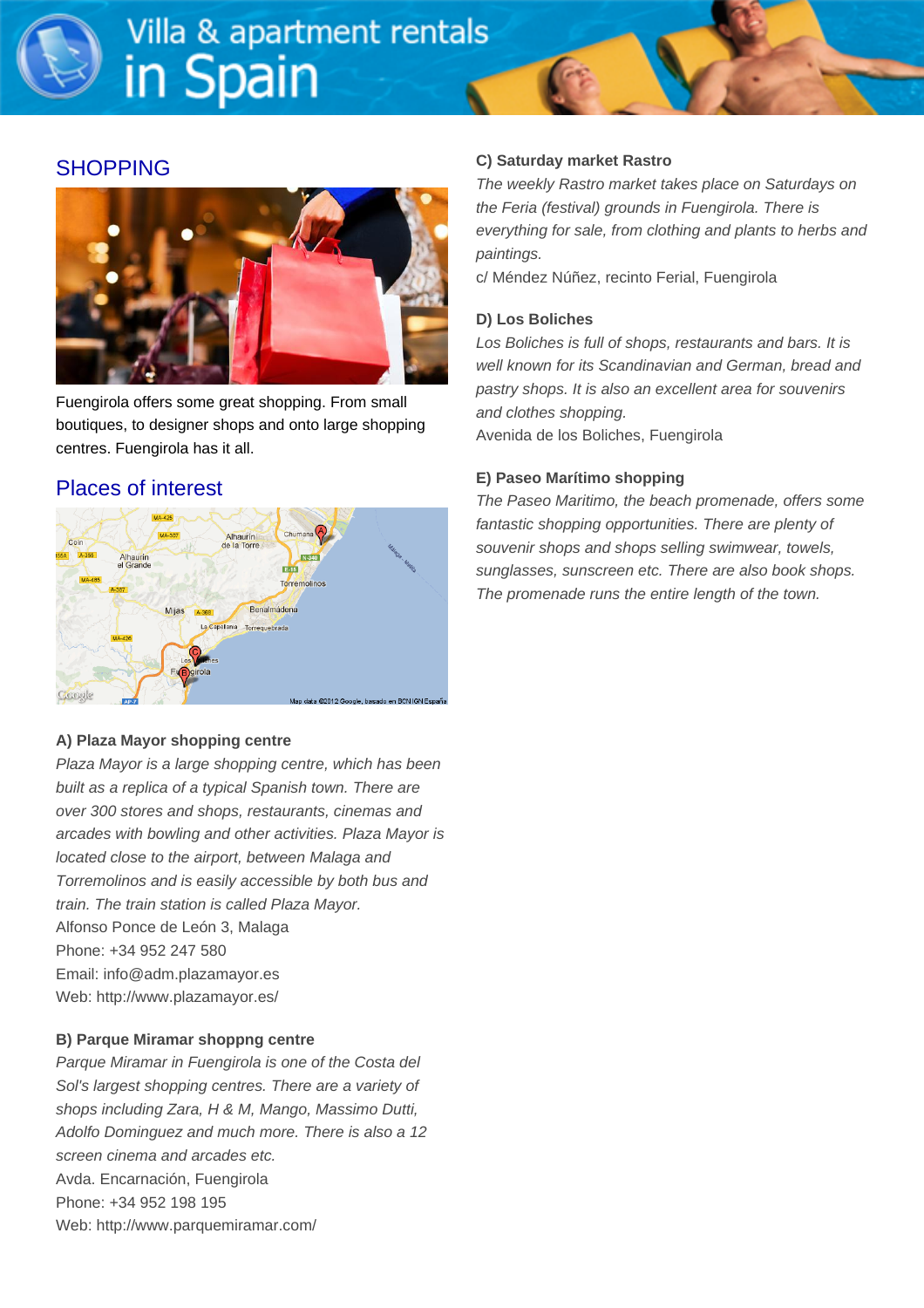## SHOPPING

Fuengirola offers some great shopping. From small boutiques, to designer shops and onto large shopping centres. Fuengirola has it all.

## Places of interest

**A) Plaza Mayor shopping centre**

*Plaza Mayor is a large shopping centre, which has been built as a replica of a typical Spanish town. There are over 300 stores and shops, restaurants, cinemas and arcades with bowling and other activities. Plaza Mayor is located close to the airport, between Malaga and Torremolinos and is easily accessible by both bus and train. The train station is called Plaza Mayor.*

Alfonso Ponce de León 3, Malaga
Phone: +34 952 247 580
Email: info@adm.plazamayor.es
Web: http://www.plazamayor.es/

**B) Parque Miramar shoppng centre**

*Parque Miramar in Fuengirola is one of the Costa del Sol's largest shopping centres. There are a variety of shops including Zara, H & M, Mango, Massimo Dutti, Adolfo Dominguez and much more. There is also a 12 screen cinema and arcades etc.*

Avda. Encarnación, Fuengirola
Phone: +34 952 198 195
Web: http://www.parquemiramar.com/

**C) Saturday market Rastro**

*The weekly Rastro market takes place on Saturdays on the Feria (festival) grounds in Fuengirola. There is everything for sale, from clothing and plants to herbs and paintings.*

c/ Méndez Núñez, recinto Ferial, Fuengirola

**D) Los Boliches**

*Los Boliches is full of shops, restaurants and bars. It is well known for its Scandinavian and German, bread and pastry shops. It is also an excellent area for souvenirs and clothes shopping.*

Avenida de los Boliches, Fuengirola

**E) Paseo Marítimo shopping**

*The Paseo Maritimo, the beach promenade, offers some fantastic shopping opportunities. There are plenty of souvenir shops and shops selling swimwear, towels, sunglasses, sunscreen etc. There are also book shops. The promenade runs the entire length of the town.*